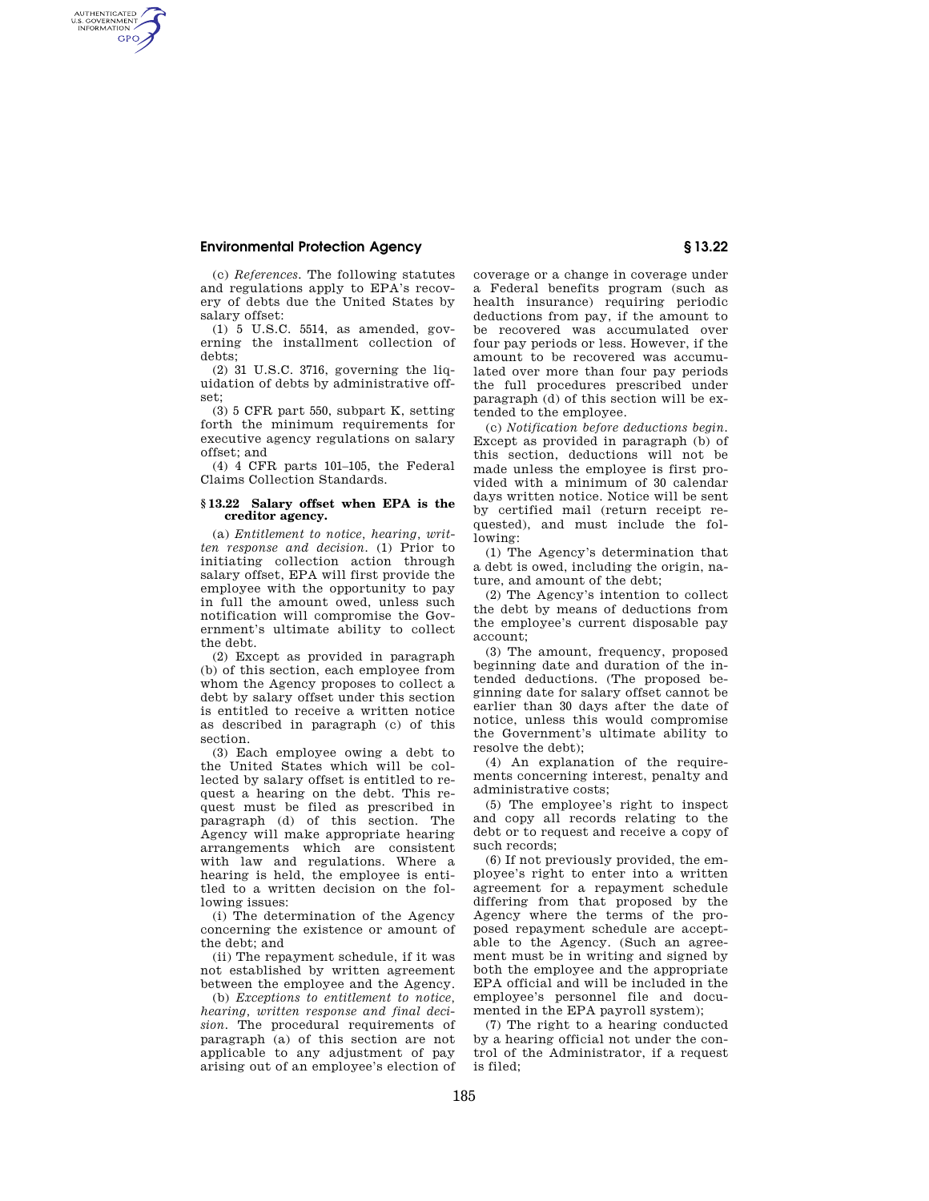(c) *References.* The following statutes and regulations apply to EPA's recovery of debts due the United States by salary offset:

(1) 5 U.S.C. 5514, as amended, governing the installment collection of debts;

(2) 31 U.S.C. 3716, governing the liquidation of debts by administrative offset;

(3) 5 CFR part 550, subpart K, setting forth the minimum requirements for executive agency regulations on salary offset; and

(4) 4 CFR parts 101–105, the Federal Claims Collection Standards.

## § 13.22 Salary offset when EPA is the creditor agency.

(a) *Entitlement to notice, hearing, written response and decision.* (1) Prior to initiating collection action through salary offset, EPA will first provide the employee with the opportunity to pay in full the amount owed, unless such notification will compromise the Government's ultimate ability to collect the debt.

(2) Except as provided in paragraph (b) of this section, each employee from whom the Agency proposes to collect a debt by salary offset under this section is entitled to receive a written notice as described in paragraph (c) of this section.

(3) Each employee owing a debt to the United States which will be collected by salary offset is entitled to request a hearing on the debt. This request must be filed as prescribed in paragraph (d) of this section. The Agency will make appropriate hearing arrangements which are consistent with law and regulations. Where a hearing is held, the employee is entitled to a written decision on the following issues:

(i) The determination of the Agency concerning the existence or amount of the debt; and

(ii) The repayment schedule, if it was not established by written agreement between the employee and the Agency.

(b) *Exceptions to entitlement to notice, hearing, written response and final decision.* The procedural requirements of paragraph (a) of this section are not applicable to any adjustment of pay arising out of an employee's election of coverage or a change in coverage under a Federal benefits program (such as health insurance) requiring periodic deductions from pay, if the amount to be recovered was accumulated over four pay periods or less. However, if the amount to be recovered was accumulated over more than four pay periods the full procedures prescribed under paragraph (d) of this section will be extended to the employee.

(c) *Notification before deductions begin.* Except as provided in paragraph (b) of this section, deductions will not be made unless the employee is first provided with a minimum of 30 calendar days written notice. Notice will be sent by certified mail (return receipt requested), and must include the following:

(1) The Agency's determination that a debt is owed, including the origin, nature, and amount of the debt;

(2) The Agency's intention to collect the debt by means of deductions from the employee's current disposable pay account;

(3) The amount, frequency, proposed beginning date and duration of the intended deductions. (The proposed beginning date for salary offset cannot be earlier than 30 days after the date of notice, unless this would compromise the Government's ultimate ability to resolve the debt);

(4) An explanation of the requirements concerning interest, penalty and administrative costs;

(5) The employee's right to inspect and copy all records relating to the debt or to request and receive a copy of such records;

(6) If not previously provided, the employee's right to enter into a written agreement for a repayment schedule differing from that proposed by the Agency where the terms of the proposed repayment schedule are acceptable to the Agency. (Such an agreement must be in writing and signed by both the employee and the appropriate EPA official and will be included in the employee's personnel file and documented in the EPA payroll system);

(7) The right to a hearing conducted by a hearing official not under the control of the Administrator, if a request is filed;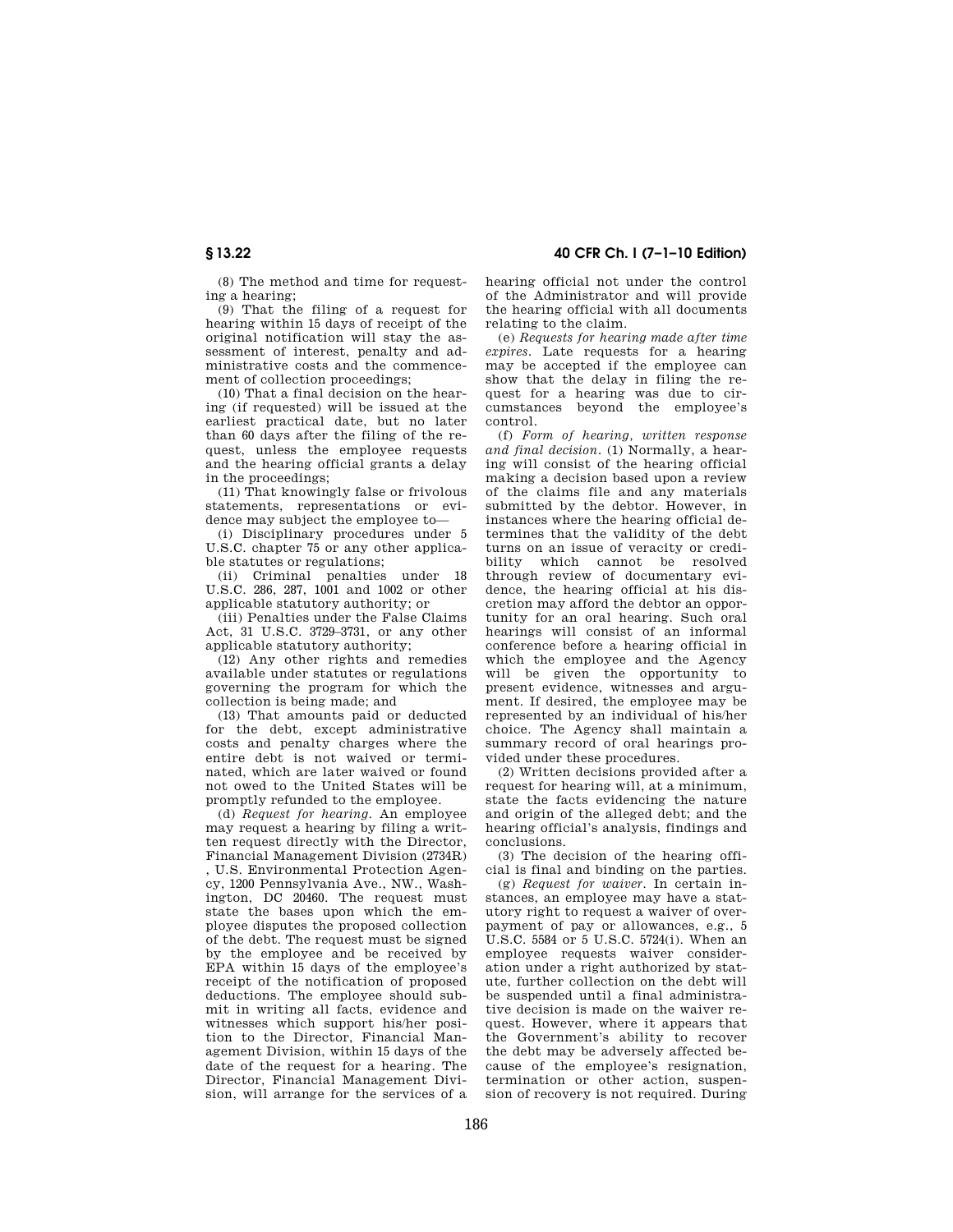(8) The method and time for requesting a hearing;

(9) That the filing of a request for hearing within 15 days of receipt of the original notification will stay the assessment of interest, penalty and administrative costs and the commencement of collection proceedings;

(10) That a final decision on the hearing (if requested) will be issued at the earliest practical date, but no later than 60 days after the filing of the request, unless the employee requests and the hearing official grants a delay in the proceedings;

(11) That knowingly false or frivolous statements, representations or evidence may subject the employee to—

(i) Disciplinary procedures under 5 U.S.C. chapter 75 or any other applicable statutes or regulations;

(ii) Criminal penalties under 18 U.S.C. 286, 287, 1001 and 1002 or other applicable statutory authority; or

(iii) Penalties under the False Claims Act, 31 U.S.C. 3729–3731, or any other applicable statutory authority;

(12) Any other rights and remedies available under statutes or regulations governing the program for which the collection is being made; and

(13) That amounts paid or deducted for the debt, except administrative costs and penalty charges where the entire debt is not waived or terminated, which are later waived or found not owed to the United States will be promptly refunded to the employee.

(d) *Request for hearing.* An employee may request a hearing by filing a written request directly with the Director, Financial Management Division (2734R), U.S. Environmental Protection Agency, 1200 Pennsylvania Ave., NW., Washington, DC 20460. The request must state the bases upon which the employee disputes the proposed collection of the debt. The request must be signed by the employee and be received by EPA within 15 days of the employee's receipt of the notification of proposed deductions. The employee should submit in writing all facts, evidence and witnesses which support his/her position to the Director, Financial Management Division, within 15 days of the date of the request for a hearing. The Director, Financial Management Division, will arrange for the services of a hearing official not under the control of the Administrator and will provide the hearing official with all documents relating to the claim.

(e) *Requests for hearing made after time expires.* Late requests for a hearing may be accepted if the employee can show that the delay in filing the request for a hearing was due to circumstances beyond the employee's control.

(f) *Form of hearing, written response and final decision.* (1) Normally, a hearing will consist of the hearing official making a decision based upon a review of the claims file and any materials submitted by the debtor. However, in instances where the hearing official determines that the validity of the debt turns on an issue of veracity or credibility which cannot be resolved through review of documentary evidence, the hearing official at his discretion may afford the debtor an opportunity for an oral hearing. Such oral hearings will consist of an informal conference before a hearing official in which the employee and the Agency will be given the opportunity to present evidence, witnesses and argument. If desired, the employee may be represented by an individual of his/her choice. The Agency shall maintain a summary record of oral hearings provided under these procedures.

(2) Written decisions provided after a request for hearing will, at a minimum, state the facts evidencing the nature and origin of the alleged debt; and the hearing official's analysis, findings and conclusions.

(3) The decision of the hearing official is final and binding on the parties.

(g) *Request for waiver.* In certain instances, an employee may have a statutory right to request a waiver of overpayment of pay or allowances, e.g., 5 U.S.C. 5584 or 5 U.S.C. 5724(i). When an employee requests waiver consideration under a right authorized by statute, further collection on the debt will be suspended until a final administrative decision is made on the waiver request. However, where it appears that the Government's ability to recover the debt may be adversely affected because of the employee's resignation, termination or other action, suspension of recovery is not required. During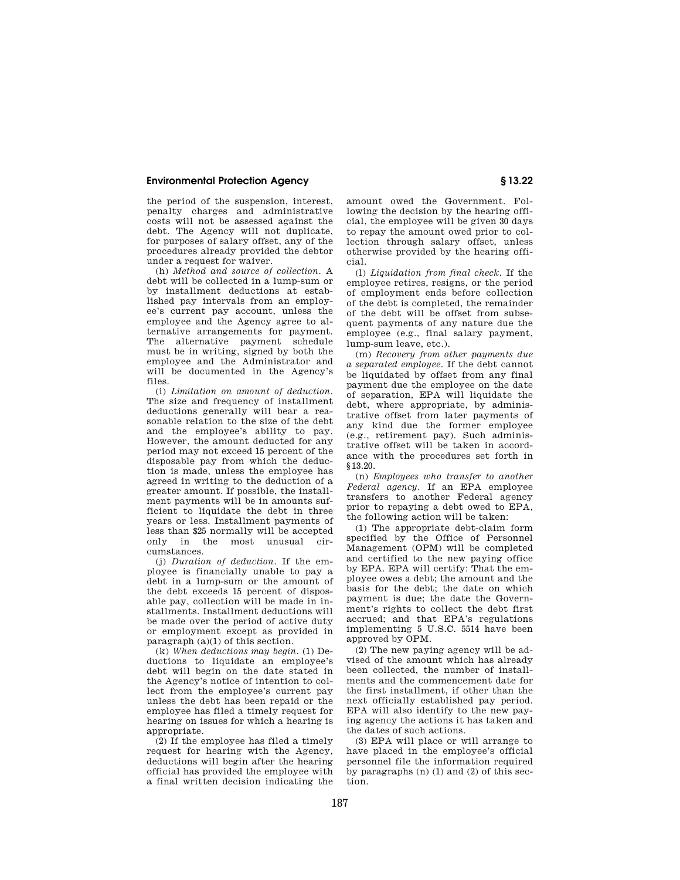the period of the suspension, interest, penalty charges and administrative costs will not be assessed against the debt. The Agency will not duplicate, for purposes of salary offset, any of the procedures already provided the debtor under a request for waiver.

(h) *Method and source of collection.* A debt will be collected in a lump-sum or by installment deductions at established pay intervals from an employee's current pay account, unless the employee and the Agency agree to alternative arrangements for payment. The alternative payment schedule must be in writing, signed by both the employee and the Administrator and will be documented in the Agency's files.

(i) *Limitation on amount of deduction.* The size and frequency of installment deductions generally will bear a reasonable relation to the size of the debt and the employee's ability to pay. However, the amount deducted for any period may not exceed 15 percent of the disposable pay from which the deduction is made, unless the employee has agreed in writing to the deduction of a greater amount. If possible, the installment payments will be in amounts sufficient to liquidate the debt in three years or less. Installment payments of less than $25 normally will be accepted only in the most unusual circumstances.

(j) *Duration of deduction.* If the employee is financially unable to pay a debt in a lump-sum or the amount of the debt exceeds 15 percent of disposable pay, collection will be made in installments. Installment deductions will be made over the period of active duty or employment except as provided in paragraph (a)(1) of this section.

(k) *When deductions may begin.* (1) Deductions to liquidate an employee's debt will begin on the date stated in the Agency's notice of intention to collect from the employee's current pay unless the debt has been repaid or the employee has filed a timely request for hearing on issues for which a hearing is appropriate.

(2) If the employee has filed a timely request for hearing with the Agency, deductions will begin after the hearing official has provided the employee with a final written decision indicating the amount owed the Government. Following the decision by the hearing official, the employee will be given 30 days to repay the amount owed prior to collection through salary offset, unless otherwise provided by the hearing official.

(l) *Liquidation from final check.* If the employee retires, resigns, or the period of employment ends before collection of the debt is completed, the remainder of the debt will be offset from subsequent payments of any nature due the employee (e.g., final salary payment, lump-sum leave, etc.).

(m) *Recovery from other payments due a separated employee.* If the debt cannot be liquidated by offset from any final payment due the employee on the date of separation, EPA will liquidate the debt, where appropriate, by administrative offset from later payments of any kind due the former employee (e.g., retirement pay). Such administrative offset will be taken in accordance with the procedures set forth in §13.20.

(n) *Employees who transfer to another Federal agency.* If an EPA employee transfers to another Federal agency prior to repaying a debt owed to EPA, the following action will be taken:

(1) The appropriate debt-claim form specified by the Office of Personnel Management (OPM) will be completed and certified to the new paying office by EPA. EPA will certify: That the employee owes a debt; the amount and the basis for the debt; the date on which payment is due; the date the Government's rights to collect the debt first accrued; and that EPA's regulations implementing 5 U.S.C. 5514 have been approved by OPM.

(2) The new paying agency will be advised of the amount which has already been collected, the number of installments and the commencement date for the first installment, if other than the next officially established pay period. EPA will also identify to the new paying agency the actions it has taken and the dates of such actions.

(3) EPA will place or will arrange to have placed in the employee's official personnel file the information required by paragraphs (n) (1) and (2) of this section.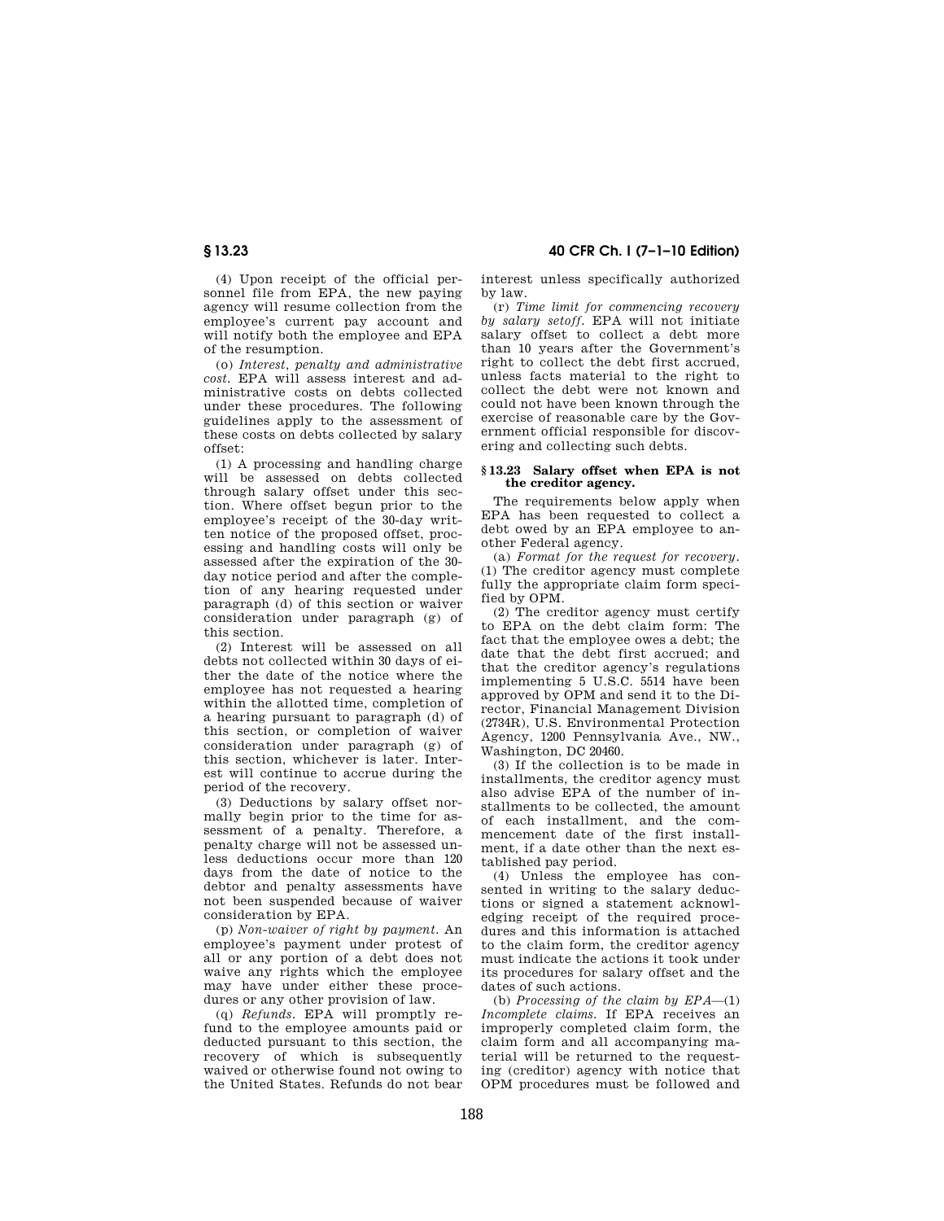(4) Upon receipt of the official personnel file from EPA, the new paying agency will resume collection from the employee's current pay account and will notify both the employee and EPA of the resumption.

(o) *Interest, penalty and administrative cost.* EPA will assess interest and administrative costs on debts collected under these procedures. The following guidelines apply to the assessment of these costs on debts collected by salary offset:

(1) A processing and handling charge will be assessed on debts collected through salary offset under this section. Where offset begun prior to the employee's receipt of the 30-day written notice of the proposed offset, processing and handling costs will only be assessed after the expiration of the 30-day notice period and after the completion of any hearing requested under paragraph (d) of this section or waiver consideration under paragraph (g) of this section.

(2) Interest will be assessed on all debts not collected within 30 days of either the date of the notice where the employee has not requested a hearing within the allotted time, completion of a hearing pursuant to paragraph (d) of this section, or completion of waiver consideration under paragraph (g) of this section, whichever is later. Interest will continue to accrue during the period of the recovery.

(3) Deductions by salary offset normally begin prior to the time for assessment of a penalty. Therefore, a penalty charge will not be assessed unless deductions occur more than 120 days from the date of notice to the debtor and penalty assessments have not been suspended because of waiver consideration by EPA.

(p) *Non-waiver of right by payment.* An employee's payment under protest of all or any portion of a debt does not waive any rights which the employee may have under either these procedures or any other provision of law.

(q) *Refunds.* EPA will promptly refund to the employee amounts paid or deducted pursuant to this section, the recovery of which is subsequently waived or otherwise found not owing to the United States. Refunds do not bear interest unless specifically authorized by law.

(r) *Time limit for commencing recovery by salary setoff.* EPA will not initiate salary offset to collect a debt more than 10 years after the Government's right to collect the debt first accrued, unless facts material to the right to collect the debt were not known and could not have been known through the exercise of reasonable care by the Government official responsible for discovering and collecting such debts.

## § 13.23 Salary offset when EPA is not the creditor agency.

The requirements below apply when EPA has been requested to collect a debt owed by an EPA employee to another Federal agency.

(a) *Format for the request for recovery.* (1) The creditor agency must complete fully the appropriate claim form specified by OPM.

(2) The creditor agency must certify to EPA on the debt claim form: The fact that the employee owes a debt; the date that the debt first accrued; and that the creditor agency's regulations implementing 5 U.S.C. 5514 have been approved by OPM and send it to the Director, Financial Management Division (2734R), U.S. Environmental Protection Agency, 1200 Pennsylvania Ave., NW., Washington, DC 20460.

(3) If the collection is to be made in installments, the creditor agency must also advise EPA of the number of installments to be collected, the amount of each installment, and the commencement date of the first installment, if a date other than the next established pay period.

(4) Unless the employee has consented in writing to the salary deductions or signed a statement acknowledging receipt of the required procedures and this information is attached to the claim form, the creditor agency must indicate the actions it took under its procedures for salary offset and the dates of such actions.

(b) *Processing of the claim by EPA*—(1) *Incomplete claims.* If EPA receives an improperly completed claim form, the claim form and all accompanying material will be returned to the requesting (creditor) agency with notice that OPM procedures must be followed and